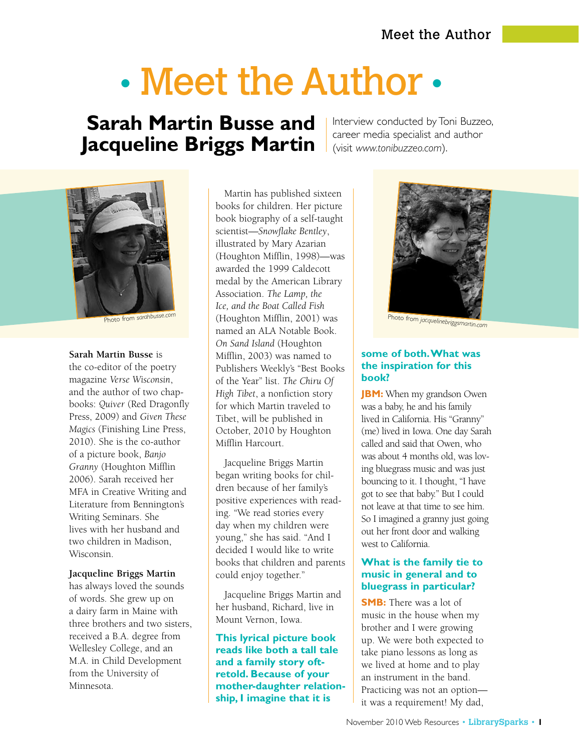# • Meet the Author •

## Sarah Martin Busse and Jacqueline Briggs Martin

Interview conducted by Toni Buzzeo, career media specialist and author (visit *www.tonibuzzeo.com*).

Photo from sarahbusse.com

**Sarah Martin Busse** is the co-editor of the poetry magazine *Verse Wisconsin*, and the author of two chapbooks: *Quiver* (Red Dragonfly Press, 2009) and *Given These Magics* (Finishing Line Press, 2010). She is the co-author of a picture book, *Banjo Granny* (Houghton Mifflin 2006). Sarah received her MFA in Creative Writing and Literature from Bennington's Writing Seminars. She lives with her husband and two children in Madison, Wisconsin.

**Jacqueline Briggs Martin** has always loved the sounds of words. She grew up on a dairy farm in Maine with three brothers and two sisters, received a B.A. degree from Wellesley College, and an M.A. in Child Development from the University of Minnesota.

Martin has published sixteen books for children. Her picture book biography of a self-taught scientist—*Snowflake Bentley*, illustrated by Mary Azarian (Houghton Mifflin, 1998)—was awarded the 1999 Caldecott medal by the American Library Association. *The Lamp, the Ice, and the Boat Called Fish* (Houghton Mifflin, 2001) was named an ALA Notable Book. *On Sand Island* (Houghton Mifflin, 2003) was named to Publishers Weekly's "Best Books of the Year" list. *The Chiru Of High Tibet*, a nonfiction story for which Martin traveled to Tibet, will be published in October, 2010 by Houghton Mifflin Harcourt.

Jacqueline Briggs Martin began writing books for children because of her family's positive experiences with reading. "We read stories every day when my children were young," she has said. "And I decided I would like to write books that children and parents could enjoy together."

Jacqueline Briggs Martin and her husband, Richard, live in Mount Vernon, Iowa.

Photo from jacquelinebriggsmartin.com

**This lyrical picture book reads like both a tall tale and a family story oft-retold. Because of your mother-daughter relationship, I imagine that it is some of both. What was the inspiration for this book?**

**JBM:** When my grandson Owen was a baby, he and his family lived in California. His "Granny" (me) lived in Iowa. One day Sarah called and said that Owen, who was about 4 months old, was loving bluegrass music and was just bouncing to it. I thought, "I have got to see that baby." But I could not leave at that time to see him. So I imagined a granny just going out her front door and walking west to California.

**What is the family tie to music in general and to bluegrass in particular?**

**SMB:** There was a lot of music in the house when my brother and I were growing up. We were both expected to take piano lessons as long as we lived at home and to play an instrument in the band. Practicing was not an option—it was a requirement! My dad,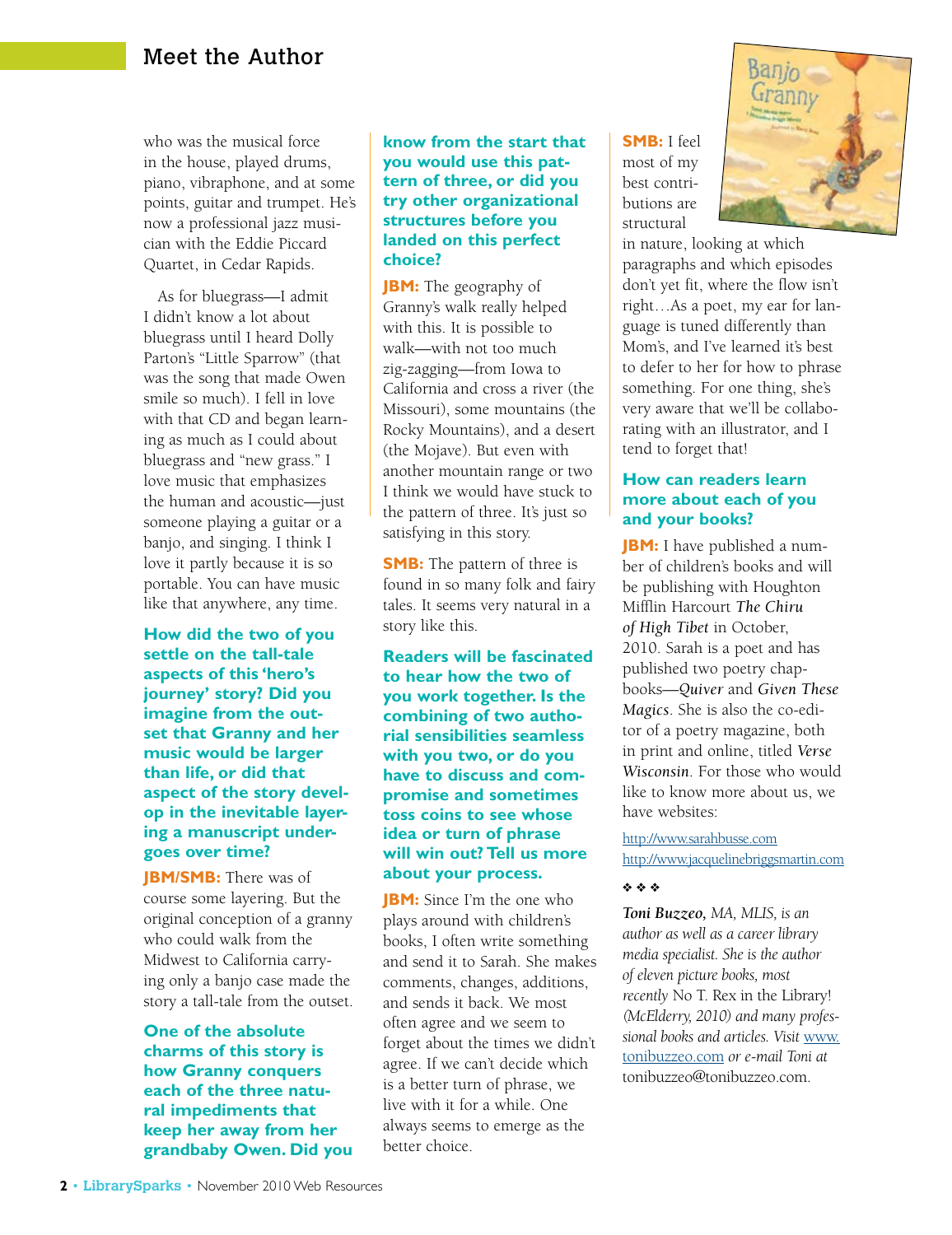## Meet the Author

who was the musical force in the house, played drums, piano, vibraphone, and at some points, guitar and trumpet. He's now a professional jazz musician with the Eddie Piccard Quartet, in Cedar Rapids.

As for bluegrass—I admit I didn't know a lot about bluegrass until I heard Dolly Parton's "Little Sparrow" (that was the song that made Owen smile so much). I fell in love with that CD and began learning as much as I could about bluegrass and "new grass." I love music that emphasizes the human and acoustic—just someone playing a guitar or a banjo, and singing. I think I love it partly because it is so portable. You can have music like that anywhere, any time.

**How did the two of you settle on the tall-tale aspects of this 'hero's journey' story? Did you imagine from the outset that Granny and her music would be larger than life, or did that aspect of the story develop in the inevitable layering a manuscript undergoes over time?**

**JBM/SMB:** There was of course some layering. But the original conception of a granny who could walk from the Midwest to California carrying only a banjo case made the story a tall-tale from the outset.

**One of the absolute charms of this story is how Granny conquers each of the three natural impediments that keep her away from her grandbaby Owen. Did you know from the start that you would use this pattern of three, or did you try other organizational structures before you landed on this perfect choice?**

**JBM:** The geography of Granny's walk really helped with this. It is possible to walk—with not too much zig-zagging—from Iowa to California and cross a river (the Missouri), some mountains (the Rocky Mountains), and a desert (the Mojave). But even with another mountain range or two I think we would have stuck to the pattern of three. It's just so satisfying in this story.

**SMB:** The pattern of three is found in so many folk and fairy tales. It seems very natural in a story like this.

**Readers will be fascinated to hear how the two of you work together. Is the combining of two authorial sensibilities seamless with you two, or do you have to discuss and compromise and sometimes toss coins to see whose idea or turn of phrase will win out? Tell us more about your process.**

**JBM:** Since I'm the one who plays around with children's books, I often write something and send it to Sarah. She makes comments, changes, additions, and sends it back. We most often agree and we seem to forget about the times we didn't agree. If we can't decide which is a better turn of phrase, we live with it for a while. One always seems to emerge as the better choice.

**SMB:** I feel most of my best contributions are structural in nature, looking at which paragraphs and which episodes don't yet fit, where the flow isn't right…As a poet, my ear for language is tuned differently than Mom's, and I've learned it's best to defer to her for how to phrase something. For one thing, she's very aware that we'll be collaborating with an illustrator, and I tend to forget that!

**How can readers learn more about each of you and your books?**

**JBM:** I have published a number of children's books and will be publishing with Houghton Mifflin Harcourt *The Chiru of High Tibet* in October, 2010. Sarah is a poet and has published two poetry chapbooks—*Quiver* and *Given These Magics*. She is also the co-editor of a poetry magazine, both in print and online, titled *Verse Wisconsin*. For those who would like to know more about us, we have websites:

http://www.sarahbusse.com
http://www.jacquelinebriggsmartin.com

❖ ❖ ❖

***Toni Buzzeo,*** *MA, MLIS, is an author as well as a career library media specialist. She is the author of eleven picture books, most recently* No T. Rex in the Library! *(McElderry, 2010) and many professional books and articles. Visit* www.tonibuzzeo.com *or e-mail Toni at* tonibuzzeo@tonibuzzeo.com.